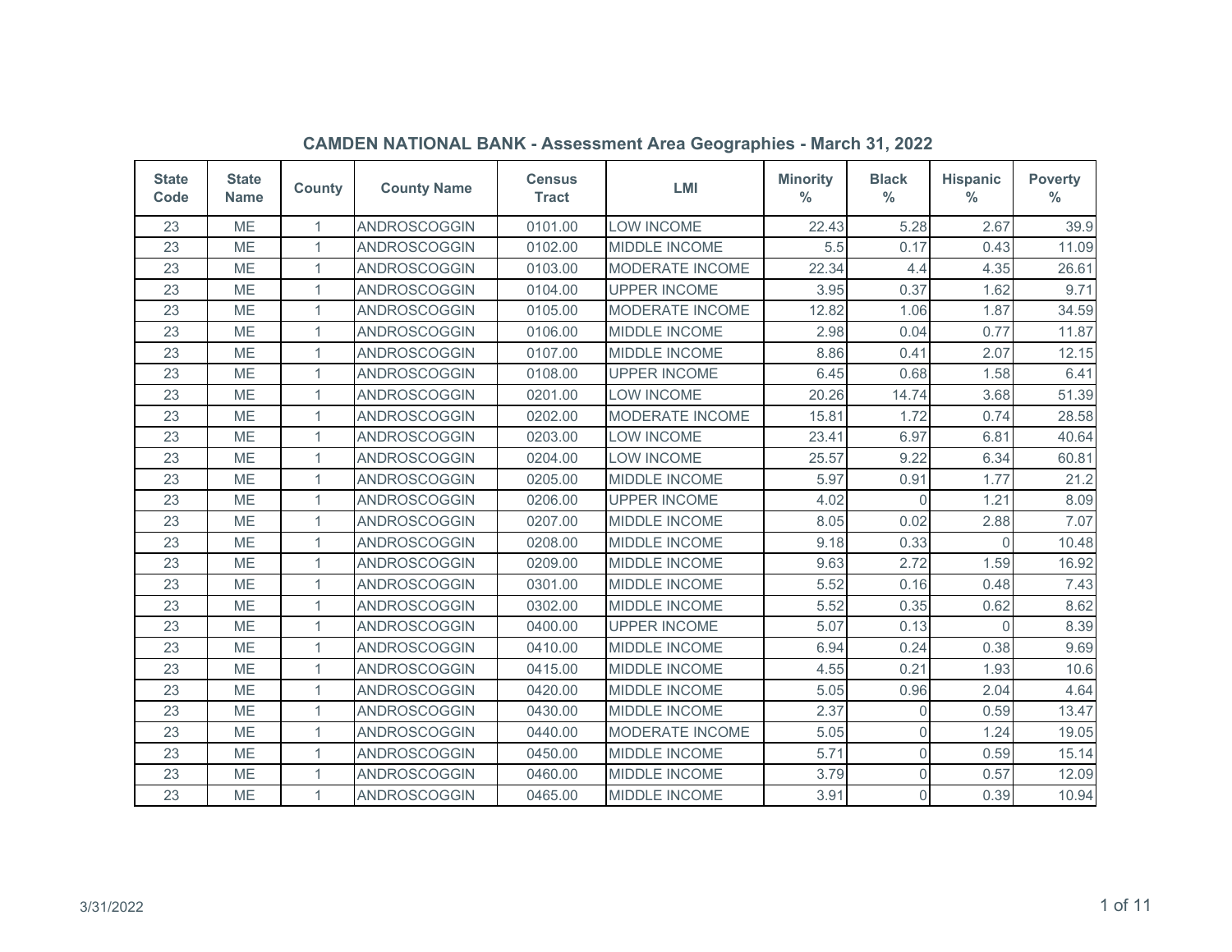## CAMDEN NATIONAL BANK - Assessment Area Geographies - March 31, 2022

| State Code | State Name | County | County Name | Census Tract | LMI | Minority % | Black % | Hispanic % | Poverty % |
|---|---|---|---|---|---|---|---|---|---|
| 23 | ME | 1 | ANDROSCOGGIN | 0101.00 | LOW INCOME | 22.43 | 5.28 | 2.67 | 39.9 |
| 23 | ME | 1 | ANDROSCOGGIN | 0102.00 | MIDDLE INCOME | 5.5 | 0.17 | 0.43 | 11.09 |
| 23 | ME | 1 | ANDROSCOGGIN | 0103.00 | MODERATE INCOME | 22.34 | 4.4 | 4.35 | 26.61 |
| 23 | ME | 1 | ANDROSCOGGIN | 0104.00 | UPPER INCOME | 3.95 | 0.37 | 1.62 | 9.71 |
| 23 | ME | 1 | ANDROSCOGGIN | 0105.00 | MODERATE INCOME | 12.82 | 1.06 | 1.87 | 34.59 |
| 23 | ME | 1 | ANDROSCOGGIN | 0106.00 | MIDDLE INCOME | 2.98 | 0.04 | 0.77 | 11.87 |
| 23 | ME | 1 | ANDROSCOGGIN | 0107.00 | MIDDLE INCOME | 8.86 | 0.41 | 2.07 | 12.15 |
| 23 | ME | 1 | ANDROSCOGGIN | 0108.00 | UPPER INCOME | 6.45 | 0.68 | 1.58 | 6.41 |
| 23 | ME | 1 | ANDROSCOGGIN | 0201.00 | LOW INCOME | 20.26 | 14.74 | 3.68 | 51.39 |
| 23 | ME | 1 | ANDROSCOGGIN | 0202.00 | MODERATE INCOME | 15.81 | 1.72 | 0.74 | 28.58 |
| 23 | ME | 1 | ANDROSCOGGIN | 0203.00 | LOW INCOME | 23.41 | 6.97 | 6.81 | 40.64 |
| 23 | ME | 1 | ANDROSCOGGIN | 0204.00 | LOW INCOME | 25.57 | 9.22 | 6.34 | 60.81 |
| 23 | ME | 1 | ANDROSCOGGIN | 0205.00 | MIDDLE INCOME | 5.97 | 0.91 | 1.77 | 21.2 |
| 23 | ME | 1 | ANDROSCOGGIN | 0206.00 | UPPER INCOME | 4.02 | 0 | 1.21 | 8.09 |
| 23 | ME | 1 | ANDROSCOGGIN | 0207.00 | MIDDLE INCOME | 8.05 | 0.02 | 2.88 | 7.07 |
| 23 | ME | 1 | ANDROSCOGGIN | 0208.00 | MIDDLE INCOME | 9.18 | 0.33 | 0 | 10.48 |
| 23 | ME | 1 | ANDROSCOGGIN | 0209.00 | MIDDLE INCOME | 9.63 | 2.72 | 1.59 | 16.92 |
| 23 | ME | 1 | ANDROSCOGGIN | 0301.00 | MIDDLE INCOME | 5.52 | 0.16 | 0.48 | 7.43 |
| 23 | ME | 1 | ANDROSCOGGIN | 0302.00 | MIDDLE INCOME | 5.52 | 0.35 | 0.62 | 8.62 |
| 23 | ME | 1 | ANDROSCOGGIN | 0400.00 | UPPER INCOME | 5.07 | 0.13 | 0 | 8.39 |
| 23 | ME | 1 | ANDROSCOGGIN | 0410.00 | MIDDLE INCOME | 6.94 | 0.24 | 0.38 | 9.69 |
| 23 | ME | 1 | ANDROSCOGGIN | 0415.00 | MIDDLE INCOME | 4.55 | 0.21 | 1.93 | 10.6 |
| 23 | ME | 1 | ANDROSCOGGIN | 0420.00 | MIDDLE INCOME | 5.05 | 0.96 | 2.04 | 4.64 |
| 23 | ME | 1 | ANDROSCOGGIN | 0430.00 | MIDDLE INCOME | 2.37 | 0 | 0.59 | 13.47 |
| 23 | ME | 1 | ANDROSCOGGIN | 0440.00 | MODERATE INCOME | 5.05 | 0 | 1.24 | 19.05 |
| 23 | ME | 1 | ANDROSCOGGIN | 0450.00 | MIDDLE INCOME | 5.71 | 0 | 0.59 | 15.14 |
| 23 | ME | 1 | ANDROSCOGGIN | 0460.00 | MIDDLE INCOME | 3.79 | 0 | 0.57 | 12.09 |
| 23 | ME | 1 | ANDROSCOGGIN | 0465.00 | MIDDLE INCOME | 3.91 | 0 | 0.39 | 10.94 |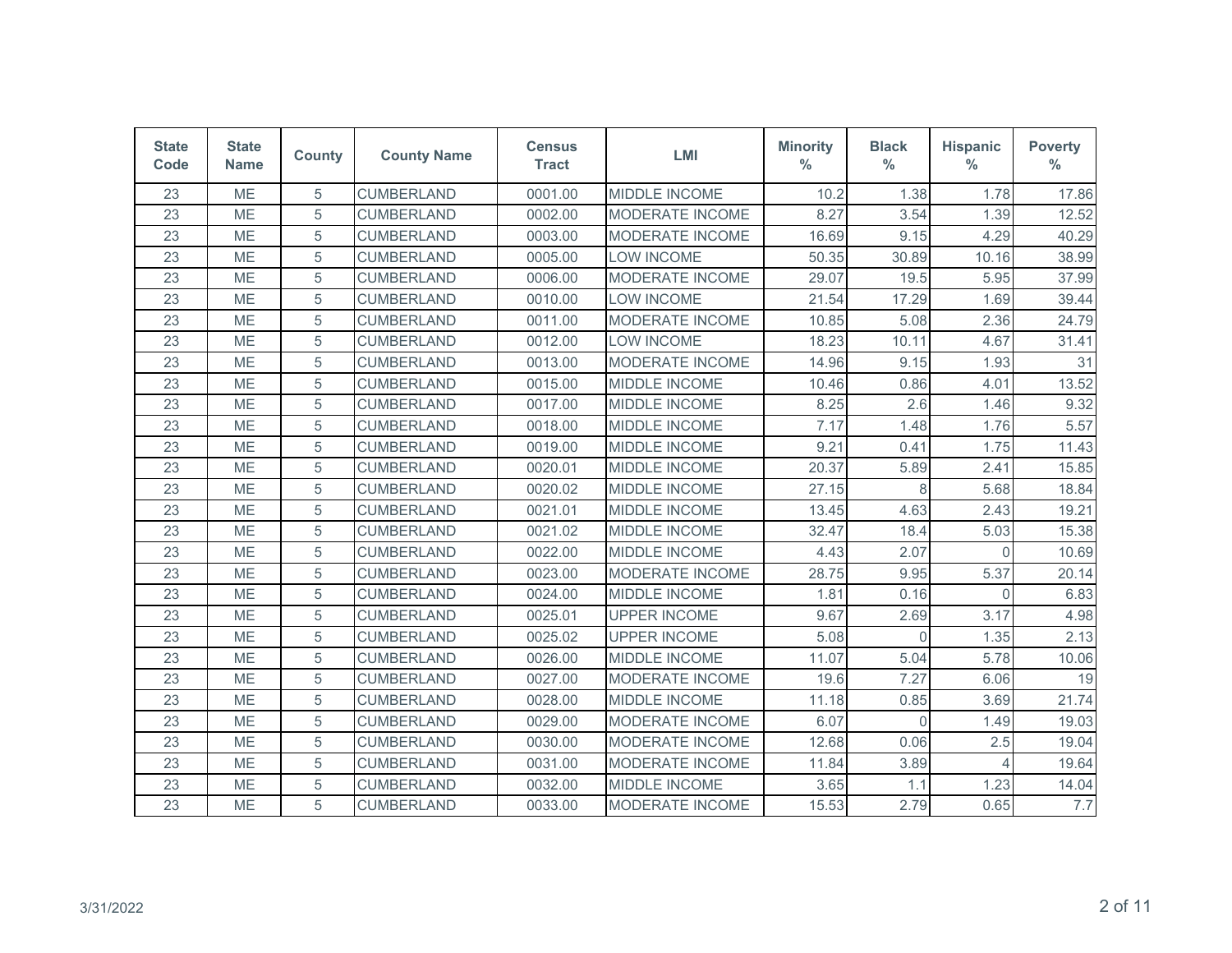| State Code | State Name | County | County Name | Census Tract | LMI | Minority % | Black % | Hispanic % | Poverty % |
|---|---|---|---|---|---|---|---|---|---|
| 23 | ME | 5 | CUMBERLAND | 0001.00 | MIDDLE INCOME | 10.2 | 1.38 | 1.78 | 17.86 |
| 23 | ME | 5 | CUMBERLAND | 0002.00 | MODERATE INCOME | 8.27 | 3.54 | 1.39 | 12.52 |
| 23 | ME | 5 | CUMBERLAND | 0003.00 | MODERATE INCOME | 16.69 | 9.15 | 4.29 | 40.29 |
| 23 | ME | 5 | CUMBERLAND | 0005.00 | LOW INCOME | 50.35 | 30.89 | 10.16 | 38.99 |
| 23 | ME | 5 | CUMBERLAND | 0006.00 | MODERATE INCOME | 29.07 | 19.5 | 5.95 | 37.99 |
| 23 | ME | 5 | CUMBERLAND | 0010.00 | LOW INCOME | 21.54 | 17.29 | 1.69 | 39.44 |
| 23 | ME | 5 | CUMBERLAND | 0011.00 | MODERATE INCOME | 10.85 | 5.08 | 2.36 | 24.79 |
| 23 | ME | 5 | CUMBERLAND | 0012.00 | LOW INCOME | 18.23 | 10.11 | 4.67 | 31.41 |
| 23 | ME | 5 | CUMBERLAND | 0013.00 | MODERATE INCOME | 14.96 | 9.15 | 1.93 | 31 |
| 23 | ME | 5 | CUMBERLAND | 0015.00 | MIDDLE INCOME | 10.46 | 0.86 | 4.01 | 13.52 |
| 23 | ME | 5 | CUMBERLAND | 0017.00 | MIDDLE INCOME | 8.25 | 2.6 | 1.46 | 9.32 |
| 23 | ME | 5 | CUMBERLAND | 0018.00 | MIDDLE INCOME | 7.17 | 1.48 | 1.76 | 5.57 |
| 23 | ME | 5 | CUMBERLAND | 0019.00 | MIDDLE INCOME | 9.21 | 0.41 | 1.75 | 11.43 |
| 23 | ME | 5 | CUMBERLAND | 0020.01 | MIDDLE INCOME | 20.37 | 5.89 | 2.41 | 15.85 |
| 23 | ME | 5 | CUMBERLAND | 0020.02 | MIDDLE INCOME | 27.15 | 8 | 5.68 | 18.84 |
| 23 | ME | 5 | CUMBERLAND | 0021.01 | MIDDLE INCOME | 13.45 | 4.63 | 2.43 | 19.21 |
| 23 | ME | 5 | CUMBERLAND | 0021.02 | MIDDLE INCOME | 32.47 | 18.4 | 5.03 | 15.38 |
| 23 | ME | 5 | CUMBERLAND | 0022.00 | MIDDLE INCOME | 4.43 | 2.07 | 0 | 10.69 |
| 23 | ME | 5 | CUMBERLAND | 0023.00 | MODERATE INCOME | 28.75 | 9.95 | 5.37 | 20.14 |
| 23 | ME | 5 | CUMBERLAND | 0024.00 | MIDDLE INCOME | 1.81 | 0.16 | 0 | 6.83 |
| 23 | ME | 5 | CUMBERLAND | 0025.01 | UPPER INCOME | 9.67 | 2.69 | 3.17 | 4.98 |
| 23 | ME | 5 | CUMBERLAND | 0025.02 | UPPER INCOME | 5.08 | 0 | 1.35 | 2.13 |
| 23 | ME | 5 | CUMBERLAND | 0026.00 | MIDDLE INCOME | 11.07 | 5.04 | 5.78 | 10.06 |
| 23 | ME | 5 | CUMBERLAND | 0027.00 | MODERATE INCOME | 19.6 | 7.27 | 6.06 | 19 |
| 23 | ME | 5 | CUMBERLAND | 0028.00 | MIDDLE INCOME | 11.18 | 0.85 | 3.69 | 21.74 |
| 23 | ME | 5 | CUMBERLAND | 0029.00 | MODERATE INCOME | 6.07 | 0 | 1.49 | 19.03 |
| 23 | ME | 5 | CUMBERLAND | 0030.00 | MODERATE INCOME | 12.68 | 0.06 | 2.5 | 19.04 |
| 23 | ME | 5 | CUMBERLAND | 0031.00 | MODERATE INCOME | 11.84 | 3.89 | 4 | 19.64 |
| 23 | ME | 5 | CUMBERLAND | 0032.00 | MIDDLE INCOME | 3.65 | 1.1 | 1.23 | 14.04 |
| 23 | ME | 5 | CUMBERLAND | 0033.00 | MODERATE INCOME | 15.53 | 2.79 | 0.65 | 7.7 |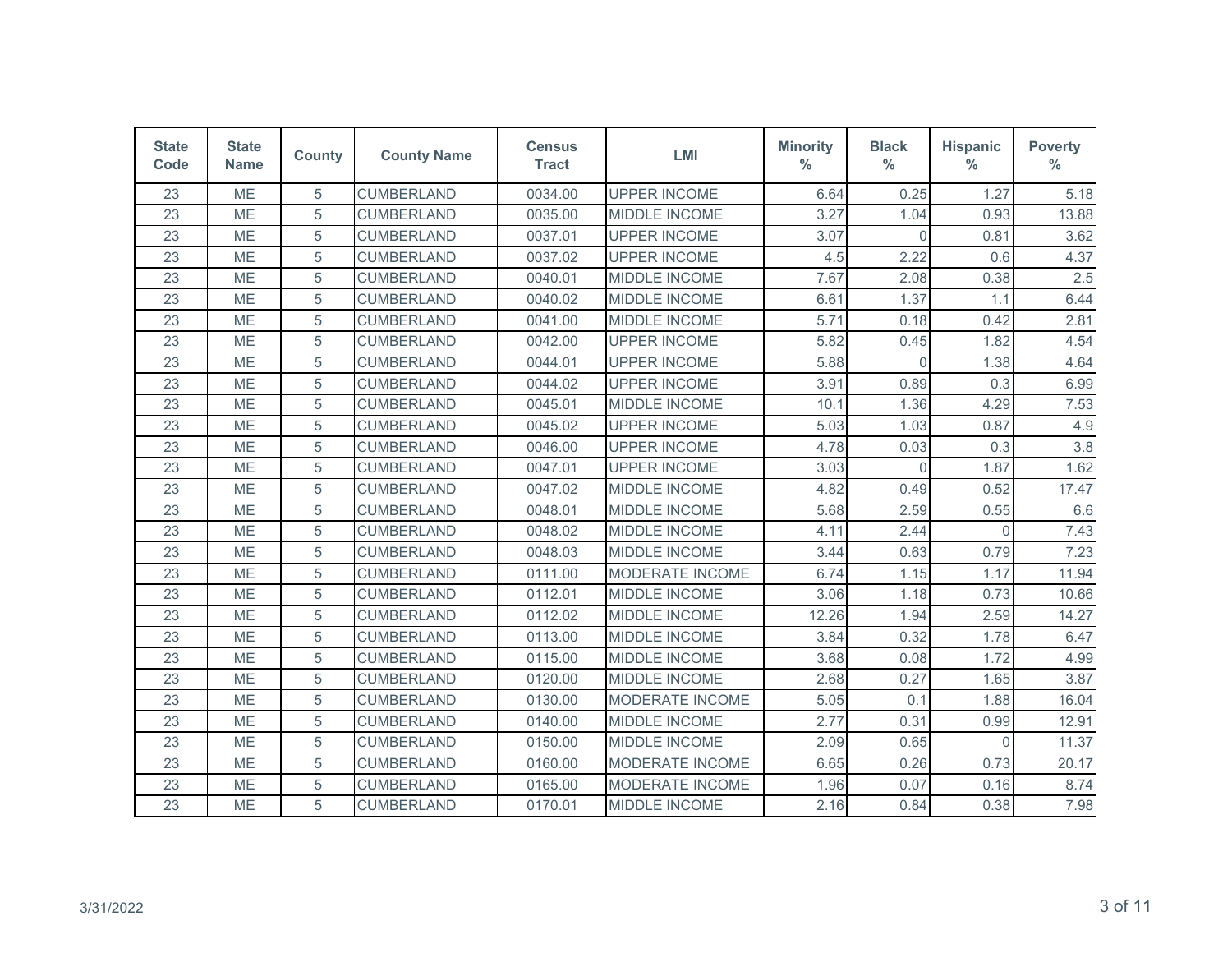| State Code | State Name | County | County Name | Census Tract | LMI | Minority % | Black % | Hispanic % | Poverty % |
|---|---|---|---|---|---|---|---|---|---|
| 23 | ME | 5 | CUMBERLAND | 0034.00 | UPPER INCOME | 6.64 | 0.25 | 1.27 | 5.18 |
| 23 | ME | 5 | CUMBERLAND | 0035.00 | MIDDLE INCOME | 3.27 | 1.04 | 0.93 | 13.88 |
| 23 | ME | 5 | CUMBERLAND | 0037.01 | UPPER INCOME | 3.07 | 0 | 0.81 | 3.62 |
| 23 | ME | 5 | CUMBERLAND | 0037.02 | UPPER INCOME | 4.5 | 2.22 | 0.6 | 4.37 |
| 23 | ME | 5 | CUMBERLAND | 0040.01 | MIDDLE INCOME | 7.67 | 2.08 | 0.38 | 2.5 |
| 23 | ME | 5 | CUMBERLAND | 0040.02 | MIDDLE INCOME | 6.61 | 1.37 | 1.1 | 6.44 |
| 23 | ME | 5 | CUMBERLAND | 0041.00 | MIDDLE INCOME | 5.71 | 0.18 | 0.42 | 2.81 |
| 23 | ME | 5 | CUMBERLAND | 0042.00 | UPPER INCOME | 5.82 | 0.45 | 1.82 | 4.54 |
| 23 | ME | 5 | CUMBERLAND | 0044.01 | UPPER INCOME | 5.88 | 0 | 1.38 | 4.64 |
| 23 | ME | 5 | CUMBERLAND | 0044.02 | UPPER INCOME | 3.91 | 0.89 | 0.3 | 6.99 |
| 23 | ME | 5 | CUMBERLAND | 0045.01 | MIDDLE INCOME | 10.1 | 1.36 | 4.29 | 7.53 |
| 23 | ME | 5 | CUMBERLAND | 0045.02 | UPPER INCOME | 5.03 | 1.03 | 0.87 | 4.9 |
| 23 | ME | 5 | CUMBERLAND | 0046.00 | UPPER INCOME | 4.78 | 0.03 | 0.3 | 3.8 |
| 23 | ME | 5 | CUMBERLAND | 0047.01 | UPPER INCOME | 3.03 | 0 | 1.87 | 1.62 |
| 23 | ME | 5 | CUMBERLAND | 0047.02 | MIDDLE INCOME | 4.82 | 0.49 | 0.52 | 17.47 |
| 23 | ME | 5 | CUMBERLAND | 0048.01 | MIDDLE INCOME | 5.68 | 2.59 | 0.55 | 6.6 |
| 23 | ME | 5 | CUMBERLAND | 0048.02 | MIDDLE INCOME | 4.11 | 2.44 | 0 | 7.43 |
| 23 | ME | 5 | CUMBERLAND | 0048.03 | MIDDLE INCOME | 3.44 | 0.63 | 0.79 | 7.23 |
| 23 | ME | 5 | CUMBERLAND | 0111.00 | MODERATE INCOME | 6.74 | 1.15 | 1.17 | 11.94 |
| 23 | ME | 5 | CUMBERLAND | 0112.01 | MIDDLE INCOME | 3.06 | 1.18 | 0.73 | 10.66 |
| 23 | ME | 5 | CUMBERLAND | 0112.02 | MIDDLE INCOME | 12.26 | 1.94 | 2.59 | 14.27 |
| 23 | ME | 5 | CUMBERLAND | 0113.00 | MIDDLE INCOME | 3.84 | 0.32 | 1.78 | 6.47 |
| 23 | ME | 5 | CUMBERLAND | 0115.00 | MIDDLE INCOME | 3.68 | 0.08 | 1.72 | 4.99 |
| 23 | ME | 5 | CUMBERLAND | 0120.00 | MIDDLE INCOME | 2.68 | 0.27 | 1.65 | 3.87 |
| 23 | ME | 5 | CUMBERLAND | 0130.00 | MODERATE INCOME | 5.05 | 0.1 | 1.88 | 16.04 |
| 23 | ME | 5 | CUMBERLAND | 0140.00 | MIDDLE INCOME | 2.77 | 0.31 | 0.99 | 12.91 |
| 23 | ME | 5 | CUMBERLAND | 0150.00 | MIDDLE INCOME | 2.09 | 0.65 | 0 | 11.37 |
| 23 | ME | 5 | CUMBERLAND | 0160.00 | MODERATE INCOME | 6.65 | 0.26 | 0.73 | 20.17 |
| 23 | ME | 5 | CUMBERLAND | 0165.00 | MODERATE INCOME | 1.96 | 0.07 | 0.16 | 8.74 |
| 23 | ME | 5 | CUMBERLAND | 0170.01 | MIDDLE INCOME | 2.16 | 0.84 | 0.38 | 7.98 |

3/31/2022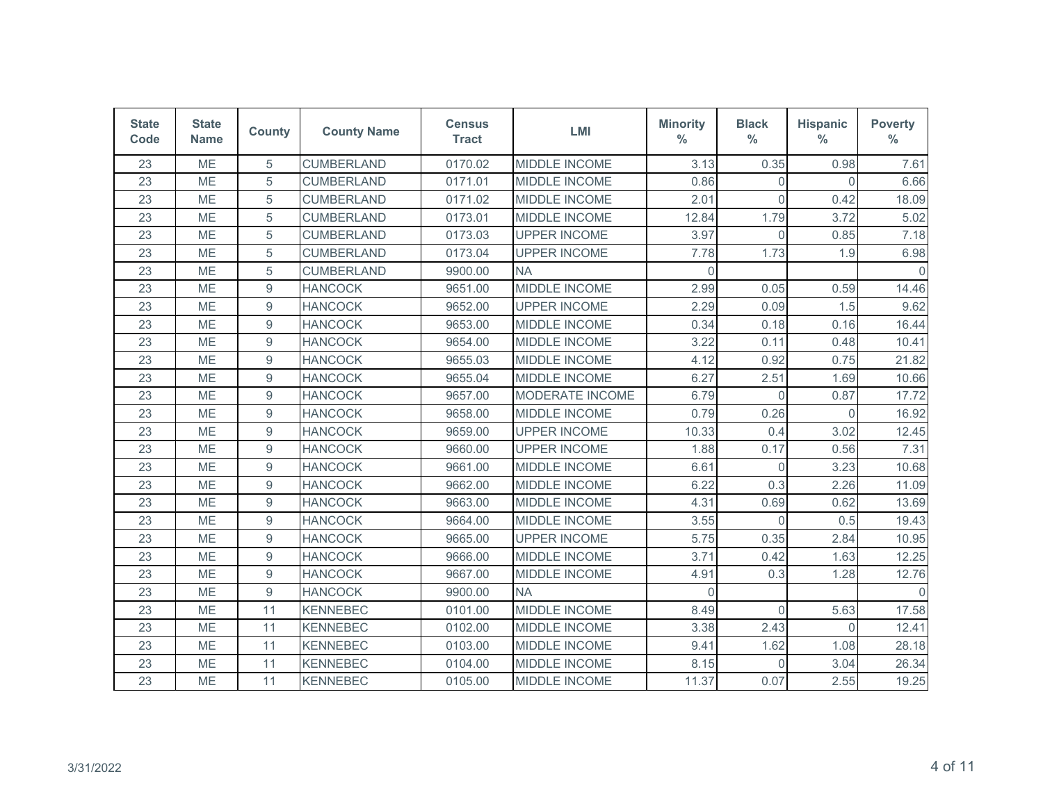| State Code | State Name | County | County Name | Census Tract | LMI | Minority % | Black % | Hispanic % | Poverty % |
|---|---|---|---|---|---|---|---|---|---|
| 23 | ME | 5 | CUMBERLAND | 0170.02 | MIDDLE INCOME | 3.13 | 0.35 | 0.98 | 7.61 |
| 23 | ME | 5 | CUMBERLAND | 0171.01 | MIDDLE INCOME | 0.86 | 0 | 0 | 6.66 |
| 23 | ME | 5 | CUMBERLAND | 0171.02 | MIDDLE INCOME | 2.01 | 0 | 0.42 | 18.09 |
| 23 | ME | 5 | CUMBERLAND | 0173.01 | MIDDLE INCOME | 12.84 | 1.79 | 3.72 | 5.02 |
| 23 | ME | 5 | CUMBERLAND | 0173.03 | UPPER INCOME | 3.97 | 0 | 0.85 | 7.18 |
| 23 | ME | 5 | CUMBERLAND | 0173.04 | UPPER INCOME | 7.78 | 1.73 | 1.9 | 6.98 |
| 23 | ME | 5 | CUMBERLAND | 9900.00 | NA | 0 | | | 0 |
| 23 | ME | 9 | HANCOCK | 9651.00 | MIDDLE INCOME | 2.99 | 0.05 | 0.59 | 14.46 |
| 23 | ME | 9 | HANCOCK | 9652.00 | UPPER INCOME | 2.29 | 0.09 | 1.5 | 9.62 |
| 23 | ME | 9 | HANCOCK | 9653.00 | MIDDLE INCOME | 0.34 | 0.18 | 0.16 | 16.44 |
| 23 | ME | 9 | HANCOCK | 9654.00 | MIDDLE INCOME | 3.22 | 0.11 | 0.48 | 10.41 |
| 23 | ME | 9 | HANCOCK | 9655.03 | MIDDLE INCOME | 4.12 | 0.92 | 0.75 | 21.82 |
| 23 | ME | 9 | HANCOCK | 9655.04 | MIDDLE INCOME | 6.27 | 2.51 | 1.69 | 10.66 |
| 23 | ME | 9 | HANCOCK | 9657.00 | MODERATE INCOME | 6.79 | 0 | 0.87 | 17.72 |
| 23 | ME | 9 | HANCOCK | 9658.00 | MIDDLE INCOME | 0.79 | 0.26 | 0 | 16.92 |
| 23 | ME | 9 | HANCOCK | 9659.00 | UPPER INCOME | 10.33 | 0.4 | 3.02 | 12.45 |
| 23 | ME | 9 | HANCOCK | 9660.00 | UPPER INCOME | 1.88 | 0.17 | 0.56 | 7.31 |
| 23 | ME | 9 | HANCOCK | 9661.00 | MIDDLE INCOME | 6.61 | 0 | 3.23 | 10.68 |
| 23 | ME | 9 | HANCOCK | 9662.00 | MIDDLE INCOME | 6.22 | 0.3 | 2.26 | 11.09 |
| 23 | ME | 9 | HANCOCK | 9663.00 | MIDDLE INCOME | 4.31 | 0.69 | 0.62 | 13.69 |
| 23 | ME | 9 | HANCOCK | 9664.00 | MIDDLE INCOME | 3.55 | 0 | 0.5 | 19.43 |
| 23 | ME | 9 | HANCOCK | 9665.00 | UPPER INCOME | 5.75 | 0.35 | 2.84 | 10.95 |
| 23 | ME | 9 | HANCOCK | 9666.00 | MIDDLE INCOME | 3.71 | 0.42 | 1.63 | 12.25 |
| 23 | ME | 9 | HANCOCK | 9667.00 | MIDDLE INCOME | 4.91 | 0.3 | 1.28 | 12.76 |
| 23 | ME | 9 | HANCOCK | 9900.00 | NA | 0 | | | 0 |
| 23 | ME | 11 | KENNEBEC | 0101.00 | MIDDLE INCOME | 8.49 | 0 | 5.63 | 17.58 |
| 23 | ME | 11 | KENNEBEC | 0102.00 | MIDDLE INCOME | 3.38 | 2.43 | 0 | 12.41 |
| 23 | ME | 11 | KENNEBEC | 0103.00 | MIDDLE INCOME | 9.41 | 1.62 | 1.08 | 28.18 |
| 23 | ME | 11 | KENNEBEC | 0104.00 | MIDDLE INCOME | 8.15 | 0 | 3.04 | 26.34 |
| 23 | ME | 11 | KENNEBEC | 0105.00 | MIDDLE INCOME | 11.37 | 0.07 | 2.55 | 19.25 |

3/31/2022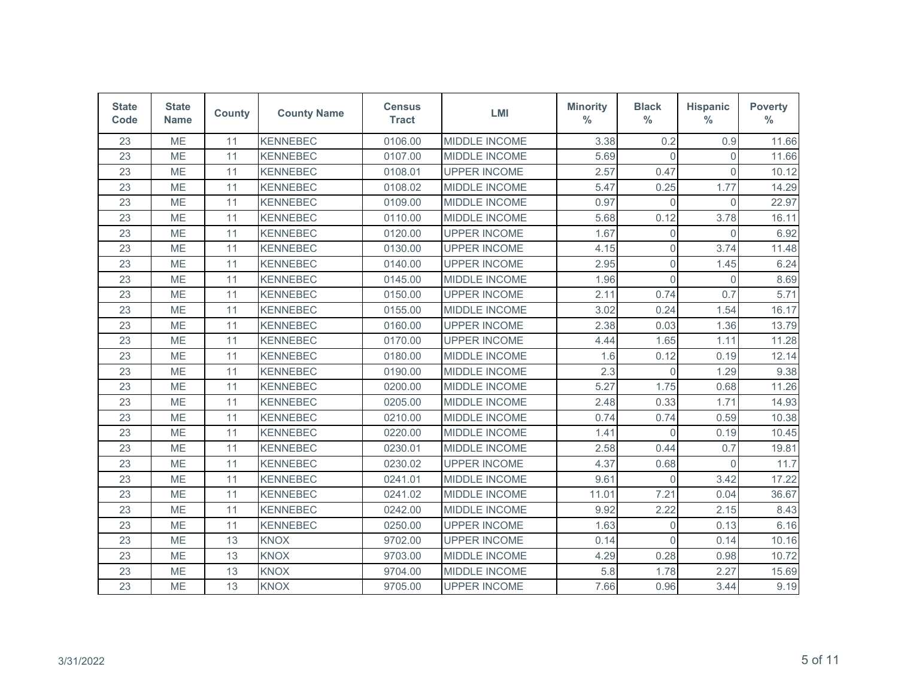| State Code | State Name | County | County Name | Census Tract | LMI | Minority % | Black % | Hispanic % | Poverty % |
|---|---|---|---|---|---|---|---|---|---|
| 23 | ME | 11 | KENNEBEC | 0106.00 | MIDDLE INCOME | 3.38 | 0.2 | 0.9 | 11.66 |
| 23 | ME | 11 | KENNEBEC | 0107.00 | MIDDLE INCOME | 5.69 | 0 | 0 | 11.66 |
| 23 | ME | 11 | KENNEBEC | 0108.01 | UPPER INCOME | 2.57 | 0.47 | 0 | 10.12 |
| 23 | ME | 11 | KENNEBEC | 0108.02 | MIDDLE INCOME | 5.47 | 0.25 | 1.77 | 14.29 |
| 23 | ME | 11 | KENNEBEC | 0109.00 | MIDDLE INCOME | 0.97 | 0 | 0 | 22.97 |
| 23 | ME | 11 | KENNEBEC | 0110.00 | MIDDLE INCOME | 5.68 | 0.12 | 3.78 | 16.11 |
| 23 | ME | 11 | KENNEBEC | 0120.00 | UPPER INCOME | 1.67 | 0 | 0 | 6.92 |
| 23 | ME | 11 | KENNEBEC | 0130.00 | UPPER INCOME | 4.15 | 0 | 3.74 | 11.48 |
| 23 | ME | 11 | KENNEBEC | 0140.00 | UPPER INCOME | 2.95 | 0 | 1.45 | 6.24 |
| 23 | ME | 11 | KENNEBEC | 0145.00 | MIDDLE INCOME | 1.96 | 0 | 0 | 8.69 |
| 23 | ME | 11 | KENNEBEC | 0150.00 | UPPER INCOME | 2.11 | 0.74 | 0.7 | 5.71 |
| 23 | ME | 11 | KENNEBEC | 0155.00 | MIDDLE INCOME | 3.02 | 0.24 | 1.54 | 16.17 |
| 23 | ME | 11 | KENNEBEC | 0160.00 | UPPER INCOME | 2.38 | 0.03 | 1.36 | 13.79 |
| 23 | ME | 11 | KENNEBEC | 0170.00 | UPPER INCOME | 4.44 | 1.65 | 1.11 | 11.28 |
| 23 | ME | 11 | KENNEBEC | 0180.00 | MIDDLE INCOME | 1.6 | 0.12 | 0.19 | 12.14 |
| 23 | ME | 11 | KENNEBEC | 0190.00 | MIDDLE INCOME | 2.3 | 0 | 1.29 | 9.38 |
| 23 | ME | 11 | KENNEBEC | 0200.00 | MIDDLE INCOME | 5.27 | 1.75 | 0.68 | 11.26 |
| 23 | ME | 11 | KENNEBEC | 0205.00 | MIDDLE INCOME | 2.48 | 0.33 | 1.71 | 14.93 |
| 23 | ME | 11 | KENNEBEC | 0210.00 | MIDDLE INCOME | 0.74 | 0.74 | 0.59 | 10.38 |
| 23 | ME | 11 | KENNEBEC | 0220.00 | MIDDLE INCOME | 1.41 | 0 | 0.19 | 10.45 |
| 23 | ME | 11 | KENNEBEC | 0230.01 | MIDDLE INCOME | 2.58 | 0.44 | 0.7 | 19.81 |
| 23 | ME | 11 | KENNEBEC | 0230.02 | UPPER INCOME | 4.37 | 0.68 | 0 | 11.7 |
| 23 | ME | 11 | KENNEBEC | 0241.01 | MIDDLE INCOME | 9.61 | 0 | 3.42 | 17.22 |
| 23 | ME | 11 | KENNEBEC | 0241.02 | MIDDLE INCOME | 11.01 | 7.21 | 0.04 | 36.67 |
| 23 | ME | 11 | KENNEBEC | 0242.00 | MIDDLE INCOME | 9.92 | 2.22 | 2.15 | 8.43 |
| 23 | ME | 11 | KENNEBEC | 0250.00 | UPPER INCOME | 1.63 | 0 | 0.13 | 6.16 |
| 23 | ME | 13 | KNOX | 9702.00 | UPPER INCOME | 0.14 | 0 | 0.14 | 10.16 |
| 23 | ME | 13 | KNOX | 9703.00 | MIDDLE INCOME | 4.29 | 0.28 | 0.98 | 10.72 |
| 23 | ME | 13 | KNOX | 9704.00 | MIDDLE INCOME | 5.8 | 1.78 | 2.27 | 15.69 |
| 23 | ME | 13 | KNOX | 9705.00 | UPPER INCOME | 7.66 | 0.96 | 3.44 | 9.19 |

3/31/2022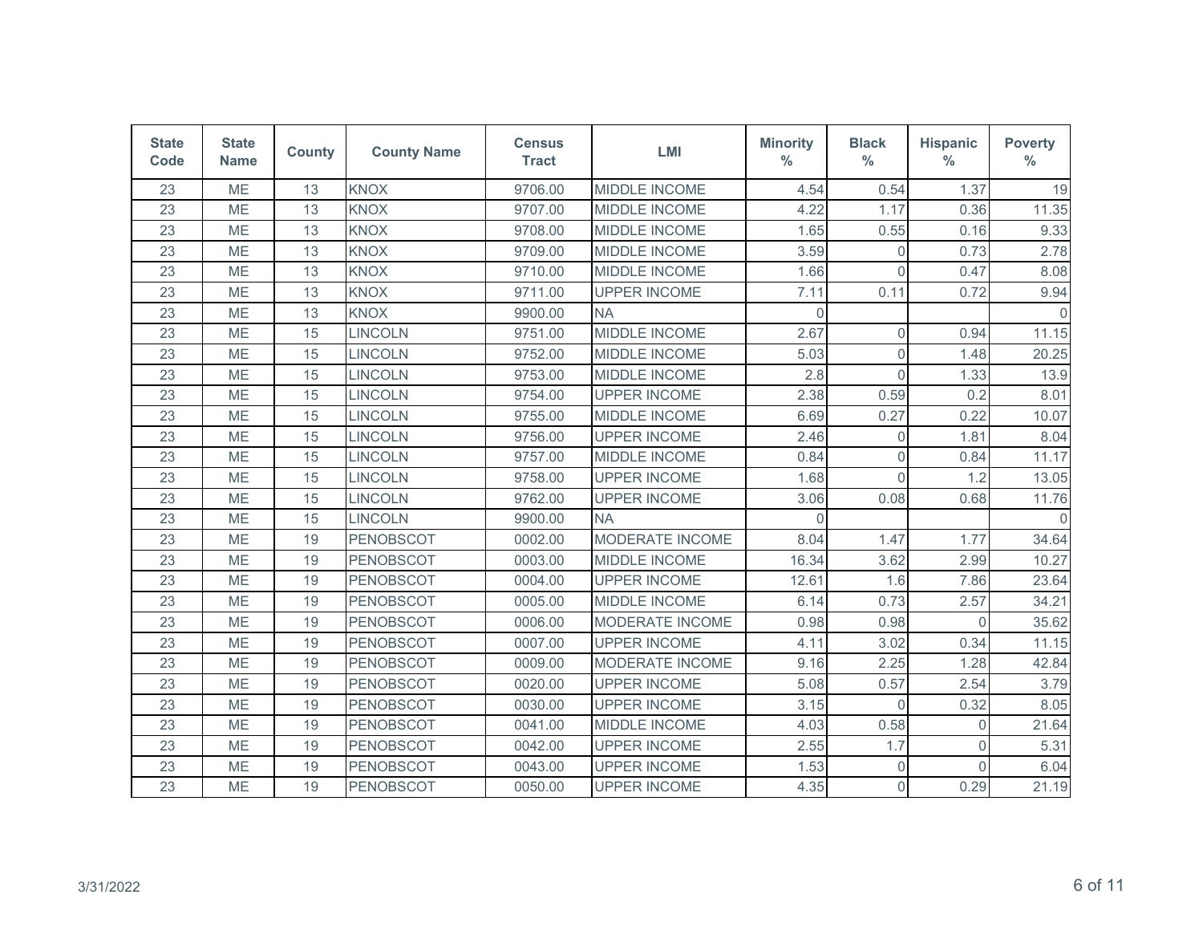| State Code | State Name | County | County Name | Census Tract | LMI | Minority % | Black % | Hispanic % | Poverty % |
|---|---|---|---|---|---|---|---|---|---|
| 23 | ME | 13 | KNOX | 9706.00 | MIDDLE INCOME | 4.54 | 0.54 | 1.37 | 19 |
| 23 | ME | 13 | KNOX | 9707.00 | MIDDLE INCOME | 4.22 | 1.17 | 0.36 | 11.35 |
| 23 | ME | 13 | KNOX | 9708.00 | MIDDLE INCOME | 1.65 | 0.55 | 0.16 | 9.33 |
| 23 | ME | 13 | KNOX | 9709.00 | MIDDLE INCOME | 3.59 | 0 | 0.73 | 2.78 |
| 23 | ME | 13 | KNOX | 9710.00 | MIDDLE INCOME | 1.66 | 0 | 0.47 | 8.08 |
| 23 | ME | 13 | KNOX | 9711.00 | UPPER INCOME | 7.11 | 0.11 | 0.72 | 9.94 |
| 23 | ME | 13 | KNOX | 9900.00 | NA | 0 | | | 0 |
| 23 | ME | 15 | LINCOLN | 9751.00 | MIDDLE INCOME | 2.67 | 0 | 0.94 | 11.15 |
| 23 | ME | 15 | LINCOLN | 9752.00 | MIDDLE INCOME | 5.03 | 0 | 1.48 | 20.25 |
| 23 | ME | 15 | LINCOLN | 9753.00 | MIDDLE INCOME | 2.8 | 0 | 1.33 | 13.9 |
| 23 | ME | 15 | LINCOLN | 9754.00 | UPPER INCOME | 2.38 | 0.59 | 0.2 | 8.01 |
| 23 | ME | 15 | LINCOLN | 9755.00 | MIDDLE INCOME | 6.69 | 0.27 | 0.22 | 10.07 |
| 23 | ME | 15 | LINCOLN | 9756.00 | UPPER INCOME | 2.46 | 0 | 1.81 | 8.04 |
| 23 | ME | 15 | LINCOLN | 9757.00 | MIDDLE INCOME | 0.84 | 0 | 0.84 | 11.17 |
| 23 | ME | 15 | LINCOLN | 9758.00 | UPPER INCOME | 1.68 | 0 | 1.2 | 13.05 |
| 23 | ME | 15 | LINCOLN | 9762.00 | UPPER INCOME | 3.06 | 0.08 | 0.68 | 11.76 |
| 23 | ME | 15 | LINCOLN | 9900.00 | NA | 0 | | | 0 |
| 23 | ME | 19 | PENOBSCOT | 0002.00 | MODERATE INCOME | 8.04 | 1.47 | 1.77 | 34.64 |
| 23 | ME | 19 | PENOBSCOT | 0003.00 | MIDDLE INCOME | 16.34 | 3.62 | 2.99 | 10.27 |
| 23 | ME | 19 | PENOBSCOT | 0004.00 | UPPER INCOME | 12.61 | 1.6 | 7.86 | 23.64 |
| 23 | ME | 19 | PENOBSCOT | 0005.00 | MIDDLE INCOME | 6.14 | 0.73 | 2.57 | 34.21 |
| 23 | ME | 19 | PENOBSCOT | 0006.00 | MODERATE INCOME | 0.98 | 0.98 | 0 | 35.62 |
| 23 | ME | 19 | PENOBSCOT | 0007.00 | UPPER INCOME | 4.11 | 3.02 | 0.34 | 11.15 |
| 23 | ME | 19 | PENOBSCOT | 0009.00 | MODERATE INCOME | 9.16 | 2.25 | 1.28 | 42.84 |
| 23 | ME | 19 | PENOBSCOT | 0020.00 | UPPER INCOME | 5.08 | 0.57 | 2.54 | 3.79 |
| 23 | ME | 19 | PENOBSCOT | 0030.00 | UPPER INCOME | 3.15 | 0 | 0.32 | 8.05 |
| 23 | ME | 19 | PENOBSCOT | 0041.00 | MIDDLE INCOME | 4.03 | 0.58 | 0 | 21.64 |
| 23 | ME | 19 | PENOBSCOT | 0042.00 | UPPER INCOME | 2.55 | 1.7 | 0 | 5.31 |
| 23 | ME | 19 | PENOBSCOT | 0043.00 | UPPER INCOME | 1.53 | 0 | 0 | 6.04 |
| 23 | ME | 19 | PENOBSCOT | 0050.00 | UPPER INCOME | 4.35 | 0 | 0.29 | 21.19 |

3/31/2022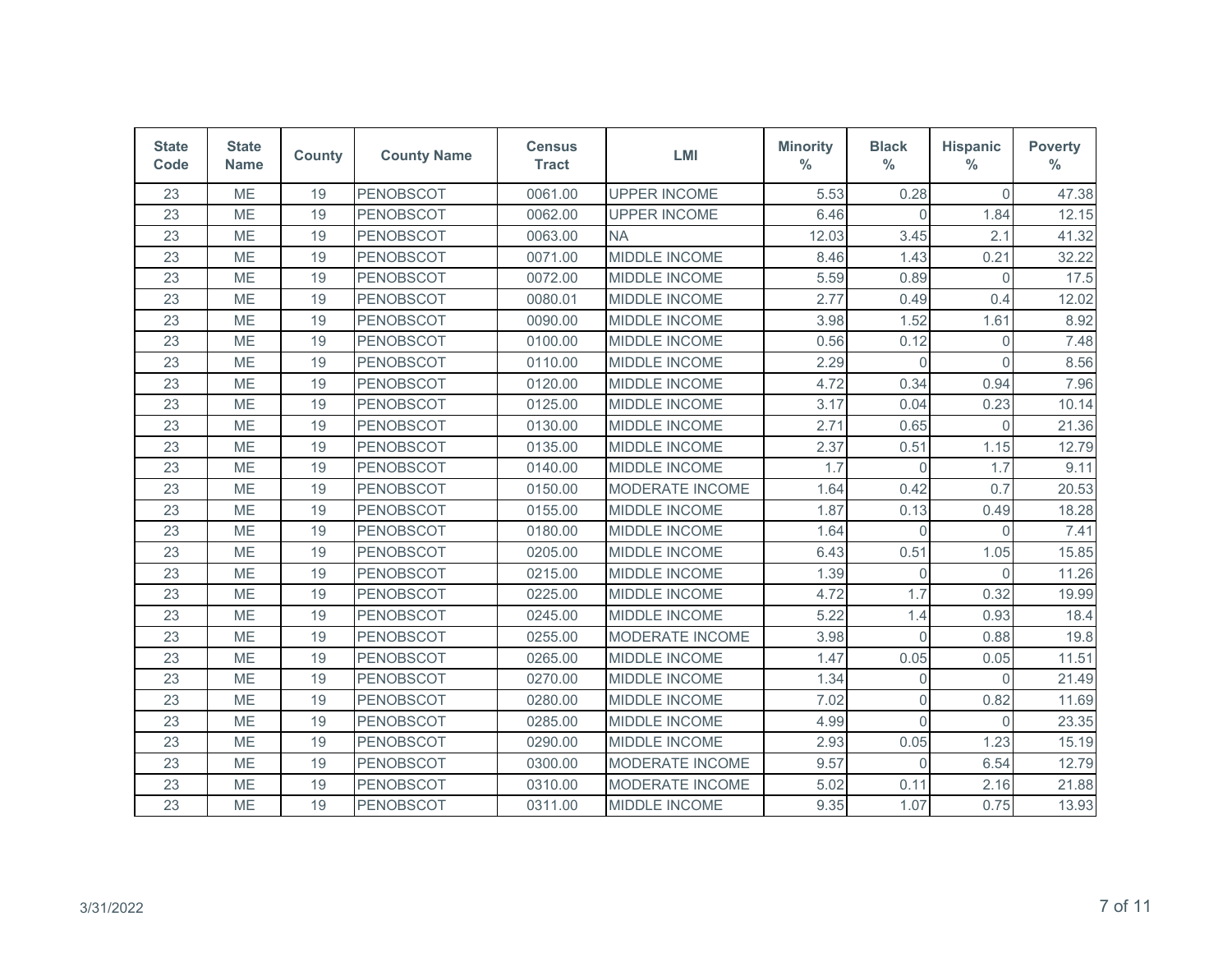| State Code | State Name | County | County Name | Census Tract | LMI | Minority % | Black % | Hispanic % | Poverty % |
|---|---|---|---|---|---|---|---|---|---|
| 23 | ME | 19 | PENOBSCOT | 0061.00 | UPPER INCOME | 5.53 | 0.28 | 0 | 47.38 |
| 23 | ME | 19 | PENOBSCOT | 0062.00 | UPPER INCOME | 6.46 | 0 | 1.84 | 12.15 |
| 23 | ME | 19 | PENOBSCOT | 0063.00 | NA | 12.03 | 3.45 | 2.1 | 41.32 |
| 23 | ME | 19 | PENOBSCOT | 0071.00 | MIDDLE INCOME | 8.46 | 1.43 | 0.21 | 32.22 |
| 23 | ME | 19 | PENOBSCOT | 0072.00 | MIDDLE INCOME | 5.59 | 0.89 | 0 | 17.5 |
| 23 | ME | 19 | PENOBSCOT | 0080.01 | MIDDLE INCOME | 2.77 | 0.49 | 0.4 | 12.02 |
| 23 | ME | 19 | PENOBSCOT | 0090.00 | MIDDLE INCOME | 3.98 | 1.52 | 1.61 | 8.92 |
| 23 | ME | 19 | PENOBSCOT | 0100.00 | MIDDLE INCOME | 0.56 | 0.12 | 0 | 7.48 |
| 23 | ME | 19 | PENOBSCOT | 0110.00 | MIDDLE INCOME | 2.29 | 0 | 0 | 8.56 |
| 23 | ME | 19 | PENOBSCOT | 0120.00 | MIDDLE INCOME | 4.72 | 0.34 | 0.94 | 7.96 |
| 23 | ME | 19 | PENOBSCOT | 0125.00 | MIDDLE INCOME | 3.17 | 0.04 | 0.23 | 10.14 |
| 23 | ME | 19 | PENOBSCOT | 0130.00 | MIDDLE INCOME | 2.71 | 0.65 | 0 | 21.36 |
| 23 | ME | 19 | PENOBSCOT | 0135.00 | MIDDLE INCOME | 2.37 | 0.51 | 1.15 | 12.79 |
| 23 | ME | 19 | PENOBSCOT | 0140.00 | MIDDLE INCOME | 1.7 | 0 | 1.7 | 9.11 |
| 23 | ME | 19 | PENOBSCOT | 0150.00 | MODERATE INCOME | 1.64 | 0.42 | 0.7 | 20.53 |
| 23 | ME | 19 | PENOBSCOT | 0155.00 | MIDDLE INCOME | 1.87 | 0.13 | 0.49 | 18.28 |
| 23 | ME | 19 | PENOBSCOT | 0180.00 | MIDDLE INCOME | 1.64 | 0 | 0 | 7.41 |
| 23 | ME | 19 | PENOBSCOT | 0205.00 | MIDDLE INCOME | 6.43 | 0.51 | 1.05 | 15.85 |
| 23 | ME | 19 | PENOBSCOT | 0215.00 | MIDDLE INCOME | 1.39 | 0 | 0 | 11.26 |
| 23 | ME | 19 | PENOBSCOT | 0225.00 | MIDDLE INCOME | 4.72 | 1.7 | 0.32 | 19.99 |
| 23 | ME | 19 | PENOBSCOT | 0245.00 | MIDDLE INCOME | 5.22 | 1.4 | 0.93 | 18.4 |
| 23 | ME | 19 | PENOBSCOT | 0255.00 | MODERATE INCOME | 3.98 | 0 | 0.88 | 19.8 |
| 23 | ME | 19 | PENOBSCOT | 0265.00 | MIDDLE INCOME | 1.47 | 0.05 | 0.05 | 11.51 |
| 23 | ME | 19 | PENOBSCOT | 0270.00 | MIDDLE INCOME | 1.34 | 0 | 0 | 21.49 |
| 23 | ME | 19 | PENOBSCOT | 0280.00 | MIDDLE INCOME | 7.02 | 0 | 0.82 | 11.69 |
| 23 | ME | 19 | PENOBSCOT | 0285.00 | MIDDLE INCOME | 4.99 | 0 | 0 | 23.35 |
| 23 | ME | 19 | PENOBSCOT | 0290.00 | MIDDLE INCOME | 2.93 | 0.05 | 1.23 | 15.19 |
| 23 | ME | 19 | PENOBSCOT | 0300.00 | MODERATE INCOME | 9.57 | 0 | 6.54 | 12.79 |
| 23 | ME | 19 | PENOBSCOT | 0310.00 | MODERATE INCOME | 5.02 | 0.11 | 2.16 | 21.88 |
| 23 | ME | 19 | PENOBSCOT | 0311.00 | MIDDLE INCOME | 9.35 | 1.07 | 0.75 | 13.93 |

3/31/2022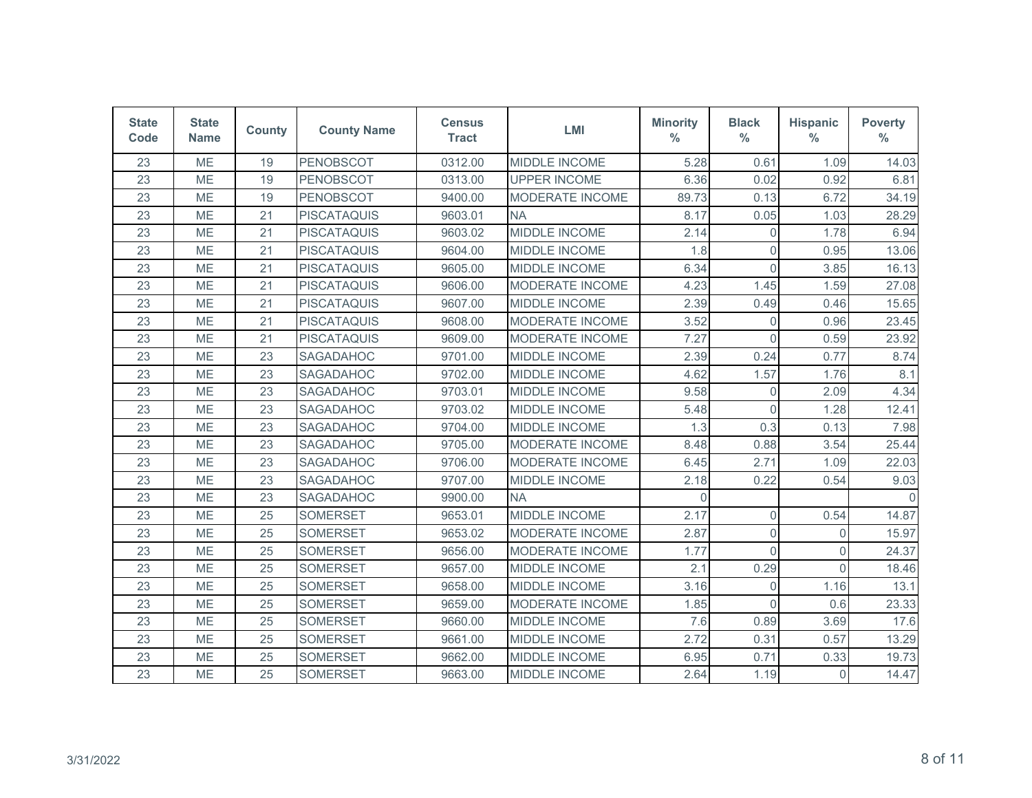| State Code | State Name | County | County Name | Census Tract | LMI | Minority % | Black % | Hispanic % | Poverty % |
|---|---|---|---|---|---|---|---|---|---|
| 23 | ME | 19 | PENOBSCOT | 0312.00 | MIDDLE INCOME | 5.28 | 0.61 | 1.09 | 14.03 |
| 23 | ME | 19 | PENOBSCOT | 0313.00 | UPPER INCOME | 6.36 | 0.02 | 0.92 | 6.81 |
| 23 | ME | 19 | PENOBSCOT | 9400.00 | MODERATE INCOME | 89.73 | 0.13 | 6.72 | 34.19 |
| 23 | ME | 21 | PISCATAQUIS | 9603.01 | NA | 8.17 | 0.05 | 1.03 | 28.29 |
| 23 | ME | 21 | PISCATAQUIS | 9603.02 | MIDDLE INCOME | 2.14 | 0 | 1.78 | 6.94 |
| 23 | ME | 21 | PISCATAQUIS | 9604.00 | MIDDLE INCOME | 1.8 | 0 | 0.95 | 13.06 |
| 23 | ME | 21 | PISCATAQUIS | 9605.00 | MIDDLE INCOME | 6.34 | 0 | 3.85 | 16.13 |
| 23 | ME | 21 | PISCATAQUIS | 9606.00 | MODERATE INCOME | 4.23 | 1.45 | 1.59 | 27.08 |
| 23 | ME | 21 | PISCATAQUIS | 9607.00 | MIDDLE INCOME | 2.39 | 0.49 | 0.46 | 15.65 |
| 23 | ME | 21 | PISCATAQUIS | 9608.00 | MODERATE INCOME | 3.52 | 0 | 0.96 | 23.45 |
| 23 | ME | 21 | PISCATAQUIS | 9609.00 | MODERATE INCOME | 7.27 | 0 | 0.59 | 23.92 |
| 23 | ME | 23 | SAGADAHOC | 9701.00 | MIDDLE INCOME | 2.39 | 0.24 | 0.77 | 8.74 |
| 23 | ME | 23 | SAGADAHOC | 9702.00 | MIDDLE INCOME | 4.62 | 1.57 | 1.76 | 8.1 |
| 23 | ME | 23 | SAGADAHOC | 9703.01 | MIDDLE INCOME | 9.58 | 0 | 2.09 | 4.34 |
| 23 | ME | 23 | SAGADAHOC | 9703.02 | MIDDLE INCOME | 5.48 | 0 | 1.28 | 12.41 |
| 23 | ME | 23 | SAGADAHOC | 9704.00 | MIDDLE INCOME | 1.3 | 0.3 | 0.13 | 7.98 |
| 23 | ME | 23 | SAGADAHOC | 9705.00 | MODERATE INCOME | 8.48 | 0.88 | 3.54 | 25.44 |
| 23 | ME | 23 | SAGADAHOC | 9706.00 | MODERATE INCOME | 6.45 | 2.71 | 1.09 | 22.03 |
| 23 | ME | 23 | SAGADAHOC | 9707.00 | MIDDLE INCOME | 2.18 | 0.22 | 0.54 | 9.03 |
| 23 | ME | 23 | SAGADAHOC | 9900.00 | NA | 0 | | | 0 |
| 23 | ME | 25 | SOMERSET | 9653.01 | MIDDLE INCOME | 2.17 | 0 | 0.54 | 14.87 |
| 23 | ME | 25 | SOMERSET | 9653.02 | MODERATE INCOME | 2.87 | 0 | 0 | 15.97 |
| 23 | ME | 25 | SOMERSET | 9656.00 | MODERATE INCOME | 1.77 | 0 | 0 | 24.37 |
| 23 | ME | 25 | SOMERSET | 9657.00 | MIDDLE INCOME | 2.1 | 0.29 | 0 | 18.46 |
| 23 | ME | 25 | SOMERSET | 9658.00 | MIDDLE INCOME | 3.16 | 0 | 1.16 | 13.1 |
| 23 | ME | 25 | SOMERSET | 9659.00 | MODERATE INCOME | 1.85 | 0 | 0.6 | 23.33 |
| 23 | ME | 25 | SOMERSET | 9660.00 | MIDDLE INCOME | 7.6 | 0.89 | 3.69 | 17.6 |
| 23 | ME | 25 | SOMERSET | 9661.00 | MIDDLE INCOME | 2.72 | 0.31 | 0.57 | 13.29 |
| 23 | ME | 25 | SOMERSET | 9662.00 | MIDDLE INCOME | 6.95 | 0.71 | 0.33 | 19.73 |
| 23 | ME | 25 | SOMERSET | 9663.00 | MIDDLE INCOME | 2.64 | 1.19 | 0 | 14.47 |

3/31/2022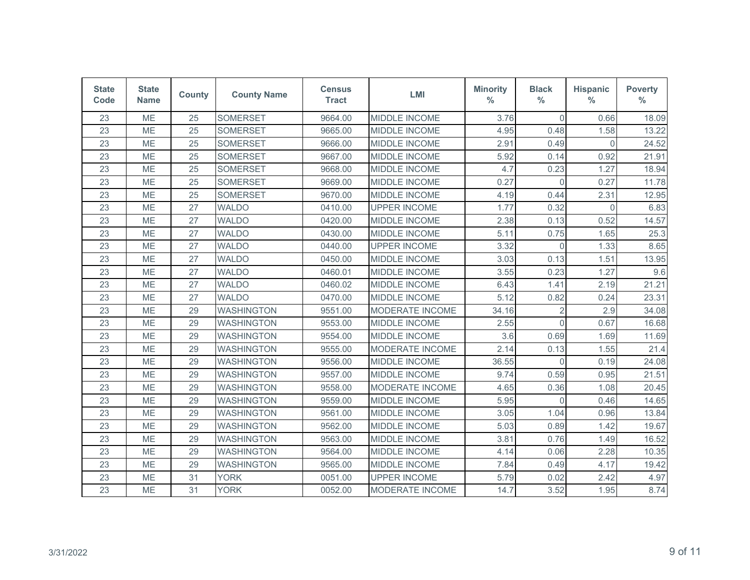| State Code | State Name | County | County Name | Census Tract | LMI | Minority % | Black % | Hispanic % | Poverty % |
|---|---|---|---|---|---|---|---|---|---|
| 23 | ME | 25 | SOMERSET | 9664.00 | MIDDLE INCOME | 3.76 | 0 | 0.66 | 18.09 |
| 23 | ME | 25 | SOMERSET | 9665.00 | MIDDLE INCOME | 4.95 | 0.48 | 1.58 | 13.22 |
| 23 | ME | 25 | SOMERSET | 9666.00 | MIDDLE INCOME | 2.91 | 0.49 | 0 | 24.52 |
| 23 | ME | 25 | SOMERSET | 9667.00 | MIDDLE INCOME | 5.92 | 0.14 | 0.92 | 21.91 |
| 23 | ME | 25 | SOMERSET | 9668.00 | MIDDLE INCOME | 4.7 | 0.23 | 1.27 | 18.94 |
| 23 | ME | 25 | SOMERSET | 9669.00 | MIDDLE INCOME | 0.27 | 0 | 0.27 | 11.78 |
| 23 | ME | 25 | SOMERSET | 9670.00 | MIDDLE INCOME | 4.19 | 0.44 | 2.31 | 12.95 |
| 23 | ME | 27 | WALDO | 0410.00 | UPPER INCOME | 1.77 | 0.32 | 0 | 6.83 |
| 23 | ME | 27 | WALDO | 0420.00 | MIDDLE INCOME | 2.38 | 0.13 | 0.52 | 14.57 |
| 23 | ME | 27 | WALDO | 0430.00 | MIDDLE INCOME | 5.11 | 0.75 | 1.65 | 25.3 |
| 23 | ME | 27 | WALDO | 0440.00 | UPPER INCOME | 3.32 | 0 | 1.33 | 8.65 |
| 23 | ME | 27 | WALDO | 0450.00 | MIDDLE INCOME | 3.03 | 0.13 | 1.51 | 13.95 |
| 23 | ME | 27 | WALDO | 0460.01 | MIDDLE INCOME | 3.55 | 0.23 | 1.27 | 9.6 |
| 23 | ME | 27 | WALDO | 0460.02 | MIDDLE INCOME | 6.43 | 1.41 | 2.19 | 21.21 |
| 23 | ME | 27 | WALDO | 0470.00 | MIDDLE INCOME | 5.12 | 0.82 | 0.24 | 23.31 |
| 23 | ME | 29 | WASHINGTON | 9551.00 | MODERATE INCOME | 34.16 | 2 | 2.9 | 34.08 |
| 23 | ME | 29 | WASHINGTON | 9553.00 | MIDDLE INCOME | 2.55 | 0 | 0.67 | 16.68 |
| 23 | ME | 29 | WASHINGTON | 9554.00 | MIDDLE INCOME | 3.6 | 0.69 | 1.69 | 11.69 |
| 23 | ME | 29 | WASHINGTON | 9555.00 | MODERATE INCOME | 2.14 | 0.13 | 1.55 | 21.4 |
| 23 | ME | 29 | WASHINGTON | 9556.00 | MIDDLE INCOME | 36.55 | 0 | 0.19 | 24.08 |
| 23 | ME | 29 | WASHINGTON | 9557.00 | MIDDLE INCOME | 9.74 | 0.59 | 0.95 | 21.51 |
| 23 | ME | 29 | WASHINGTON | 9558.00 | MODERATE INCOME | 4.65 | 0.36 | 1.08 | 20.45 |
| 23 | ME | 29 | WASHINGTON | 9559.00 | MIDDLE INCOME | 5.95 | 0 | 0.46 | 14.65 |
| 23 | ME | 29 | WASHINGTON | 9561.00 | MIDDLE INCOME | 3.05 | 1.04 | 0.96 | 13.84 |
| 23 | ME | 29 | WASHINGTON | 9562.00 | MIDDLE INCOME | 5.03 | 0.89 | 1.42 | 19.67 |
| 23 | ME | 29 | WASHINGTON | 9563.00 | MIDDLE INCOME | 3.81 | 0.76 | 1.49 | 16.52 |
| 23 | ME | 29 | WASHINGTON | 9564.00 | MIDDLE INCOME | 4.14 | 0.06 | 2.28 | 10.35 |
| 23 | ME | 29 | WASHINGTON | 9565.00 | MIDDLE INCOME | 7.84 | 0.49 | 4.17 | 19.42 |
| 23 | ME | 31 | YORK | 0051.00 | UPPER INCOME | 5.79 | 0.02 | 2.42 | 4.97 |
| 23 | ME | 31 | YORK | 0052.00 | MODERATE INCOME | 14.7 | 3.52 | 1.95 | 8.74 |

3/31/2022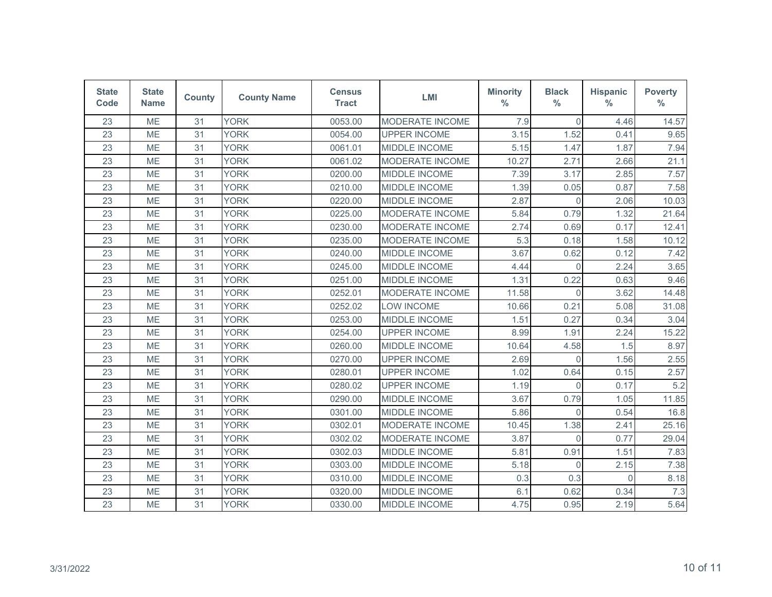| State Code | State Name | County | County Name | Census Tract | LMI | Minority % | Black % | Hispanic % | Poverty % |
|---|---|---|---|---|---|---|---|---|---|
| 23 | ME | 31 | YORK | 0053.00 | MODERATE INCOME | 7.9 | 0 | 4.46 | 14.57 |
| 23 | ME | 31 | YORK | 0054.00 | UPPER INCOME | 3.15 | 1.52 | 0.41 | 9.65 |
| 23 | ME | 31 | YORK | 0061.01 | MIDDLE INCOME | 5.15 | 1.47 | 1.87 | 7.94 |
| 23 | ME | 31 | YORK | 0061.02 | MODERATE INCOME | 10.27 | 2.71 | 2.66 | 21.1 |
| 23 | ME | 31 | YORK | 0200.00 | MIDDLE INCOME | 7.39 | 3.17 | 2.85 | 7.57 |
| 23 | ME | 31 | YORK | 0210.00 | MIDDLE INCOME | 1.39 | 0.05 | 0.87 | 7.58 |
| 23 | ME | 31 | YORK | 0220.00 | MIDDLE INCOME | 2.87 | 0 | 2.06 | 10.03 |
| 23 | ME | 31 | YORK | 0225.00 | MODERATE INCOME | 5.84 | 0.79 | 1.32 | 21.64 |
| 23 | ME | 31 | YORK | 0230.00 | MODERATE INCOME | 2.74 | 0.69 | 0.17 | 12.41 |
| 23 | ME | 31 | YORK | 0235.00 | MODERATE INCOME | 5.3 | 0.18 | 1.58 | 10.12 |
| 23 | ME | 31 | YORK | 0240.00 | MIDDLE INCOME | 3.67 | 0.62 | 0.12 | 7.42 |
| 23 | ME | 31 | YORK | 0245.00 | MIDDLE INCOME | 4.44 | 0 | 2.24 | 3.65 |
| 23 | ME | 31 | YORK | 0251.00 | MIDDLE INCOME | 1.31 | 0.22 | 0.63 | 9.46 |
| 23 | ME | 31 | YORK | 0252.01 | MODERATE INCOME | 11.58 | 0 | 3.62 | 14.48 |
| 23 | ME | 31 | YORK | 0252.02 | LOW INCOME | 10.66 | 0.21 | 5.08 | 31.08 |
| 23 | ME | 31 | YORK | 0253.00 | MIDDLE INCOME | 1.51 | 0.27 | 0.34 | 3.04 |
| 23 | ME | 31 | YORK | 0254.00 | UPPER INCOME | 8.99 | 1.91 | 2.24 | 15.22 |
| 23 | ME | 31 | YORK | 0260.00 | MIDDLE INCOME | 10.64 | 4.58 | 1.5 | 8.97 |
| 23 | ME | 31 | YORK | 0270.00 | UPPER INCOME | 2.69 | 0 | 1.56 | 2.55 |
| 23 | ME | 31 | YORK | 0280.01 | UPPER INCOME | 1.02 | 0.64 | 0.15 | 2.57 |
| 23 | ME | 31 | YORK | 0280.02 | UPPER INCOME | 1.19 | 0 | 0.17 | 5.2 |
| 23 | ME | 31 | YORK | 0290.00 | MIDDLE INCOME | 3.67 | 0.79 | 1.05 | 11.85 |
| 23 | ME | 31 | YORK | 0301.00 | MIDDLE INCOME | 5.86 | 0 | 0.54 | 16.8 |
| 23 | ME | 31 | YORK | 0302.01 | MODERATE INCOME | 10.45 | 1.38 | 2.41 | 25.16 |
| 23 | ME | 31 | YORK | 0302.02 | MODERATE INCOME | 3.87 | 0 | 0.77 | 29.04 |
| 23 | ME | 31 | YORK | 0302.03 | MIDDLE INCOME | 5.81 | 0.91 | 1.51 | 7.83 |
| 23 | ME | 31 | YORK | 0303.00 | MIDDLE INCOME | 5.18 | 0 | 2.15 | 7.38 |
| 23 | ME | 31 | YORK | 0310.00 | MIDDLE INCOME | 0.3 | 0.3 | 0 | 8.18 |
| 23 | ME | 31 | YORK | 0320.00 | MIDDLE INCOME | 6.1 | 0.62 | 0.34 | 7.3 |
| 23 | ME | 31 | YORK | 0330.00 | MIDDLE INCOME | 4.75 | 0.95 | 2.19 | 5.64 |

3/31/2022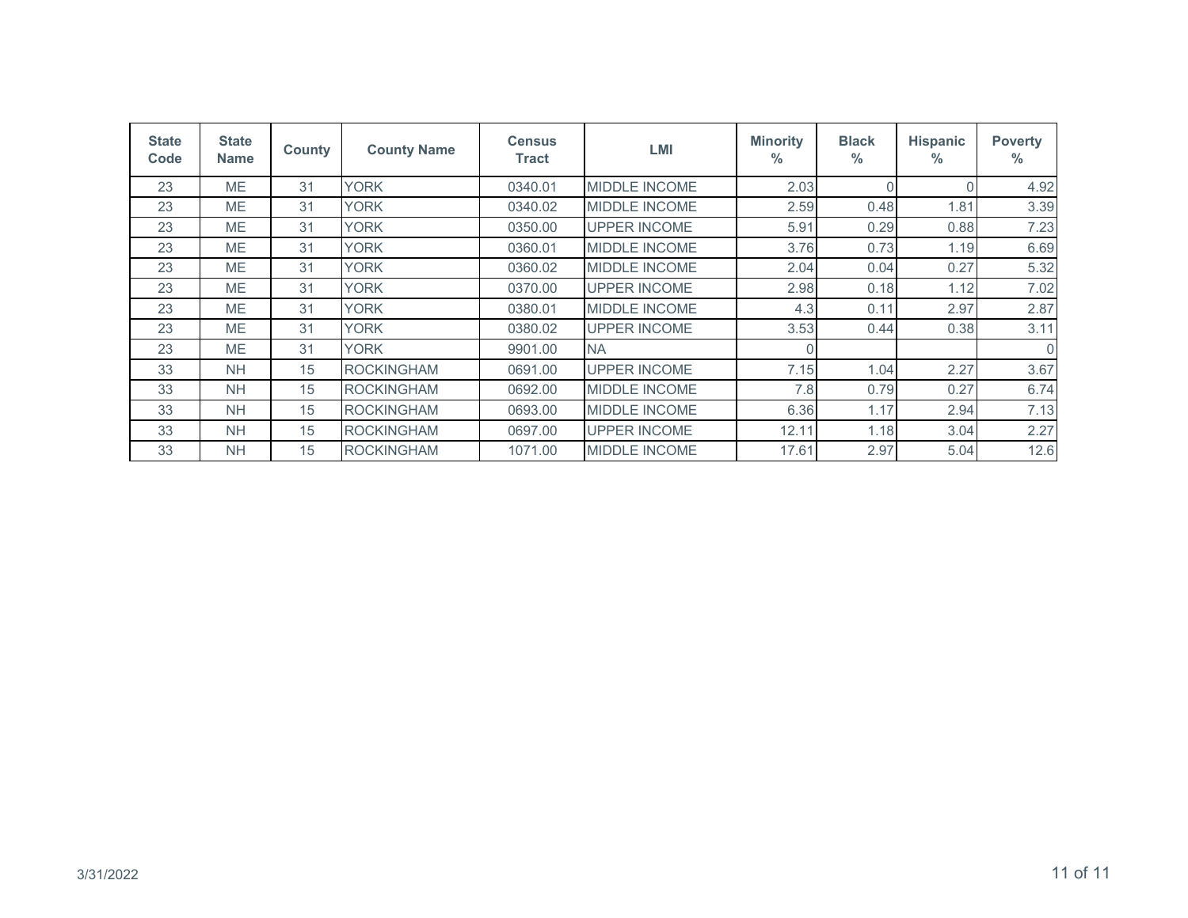| State Code | State Name | County | County Name | Census Tract | LMI | Minority % | Black % | Hispanic % | Poverty % |
|---|---|---|---|---|---|---|---|---|---|
| 23 | ME | 31 | YORK | 0340.01 | MIDDLE INCOME | 2.03 | 0 | 0 | 4.92 |
| 23 | ME | 31 | YORK | 0340.02 | MIDDLE INCOME | 2.59 | 0.48 | 1.81 | 3.39 |
| 23 | ME | 31 | YORK | 0350.00 | UPPER INCOME | 5.91 | 0.29 | 0.88 | 7.23 |
| 23 | ME | 31 | YORK | 0360.01 | MIDDLE INCOME | 3.76 | 0.73 | 1.19 | 6.69 |
| 23 | ME | 31 | YORK | 0360.02 | MIDDLE INCOME | 2.04 | 0.04 | 0.27 | 5.32 |
| 23 | ME | 31 | YORK | 0370.00 | UPPER INCOME | 2.98 | 0.18 | 1.12 | 7.02 |
| 23 | ME | 31 | YORK | 0380.01 | MIDDLE INCOME | 4.3 | 0.11 | 2.97 | 2.87 |
| 23 | ME | 31 | YORK | 0380.02 | UPPER INCOME | 3.53 | 0.44 | 0.38 | 3.11 |
| 23 | ME | 31 | YORK | 9901.00 | NA | 0 | | | 0 |
| 33 | NH | 15 | ROCKINGHAM | 0691.00 | UPPER INCOME | 7.15 | 1.04 | 2.27 | 3.67 |
| 33 | NH | 15 | ROCKINGHAM | 0692.00 | MIDDLE INCOME | 7.8 | 0.79 | 0.27 | 6.74 |
| 33 | NH | 15 | ROCKINGHAM | 0693.00 | MIDDLE INCOME | 6.36 | 1.17 | 2.94 | 7.13 |
| 33 | NH | 15 | ROCKINGHAM | 0697.00 | UPPER INCOME | 12.11 | 1.18 | 3.04 | 2.27 |
| 33 | NH | 15 | ROCKINGHAM | 1071.00 | MIDDLE INCOME | 17.61 | 2.97 | 5.04 | 12.6 |

3/31/2022